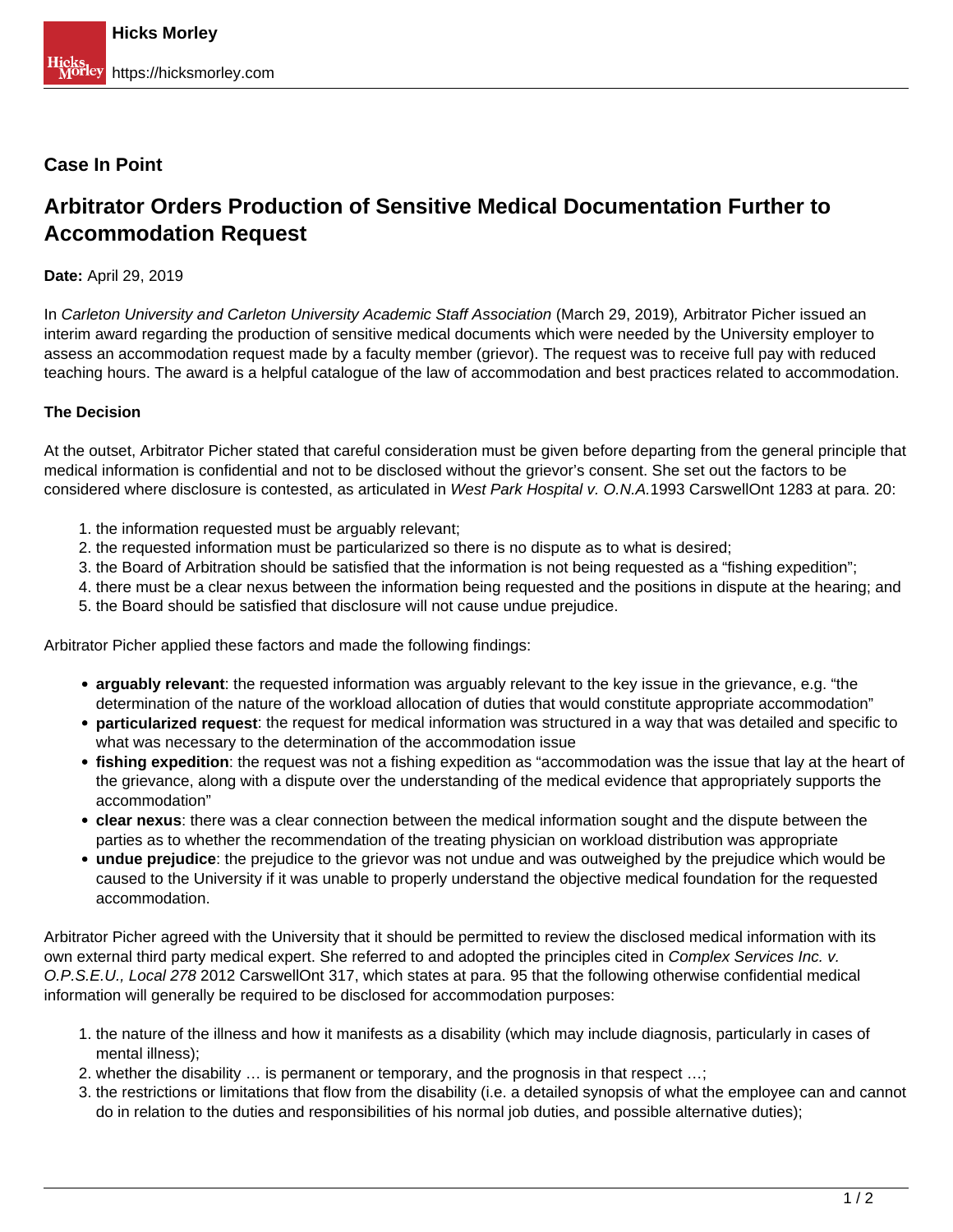**Case In Point**

# Arbitrator Orders Production of Sensitive Medical Documentation Further to Accommodation Request

**Date:** April 29, 2019

In *Carleton University and Carleton University Academic Staff Association* (March 29, 2019), Arbitrator Picher issued an interim award regarding the production of sensitive medical documents which were needed by the University employer to assess an accommodation request made by a faculty member (grievor). The request was to receive full pay with reduced teaching hours. The award is a helpful catalogue of the law of accommodation and best practices related to accommodation.

### The Decision

At the outset, Arbitrator Picher stated that careful consideration must be given before departing from the general principle that medical information is confidential and not to be disclosed without the grievor's consent. She set out the factors to be considered where disclosure is contested, as articulated in *West Park Hospital v. O.N.A.*1993 CarswellOnt 1283 at para. 20:

1. the information requested must be arguably relevant;
2. the requested information must be particularized so there is no dispute as to what is desired;
3. the Board of Arbitration should be satisfied that the information is not being requested as a "fishing expedition";
4. there must be a clear nexus between the information being requested and the positions in dispute at the hearing; and
5. the Board should be satisfied that disclosure will not cause undue prejudice.

Arbitrator Picher applied these factors and made the following findings:

- **arguably relevant**: the requested information was arguably relevant to the key issue in the grievance, e.g. "the determination of the nature of the workload allocation of duties that would constitute appropriate accommodation"
- **particularized request**: the request for medical information was structured in a way that was detailed and specific to what was necessary to the determination of the accommodation issue
- **fishing expedition**: the request was not a fishing expedition as "accommodation was the issue that lay at the heart of the grievance, along with a dispute over the understanding of the medical evidence that appropriately supports the accommodation"
- **clear nexus**: there was a clear connection between the medical information sought and the dispute between the parties as to whether the recommendation of the treating physician on workload distribution was appropriate
- **undue prejudice**: the prejudice to the grievor was not undue and was outweighed by the prejudice which would be caused to the University if it was unable to properly understand the objective medical foundation for the requested accommodation.

Arbitrator Picher agreed with the University that it should be permitted to review the disclosed medical information with its own external third party medical expert. She referred to and adopted the principles cited in *Complex Services Inc. v. O.P.S.E.U., Local 278* 2012 CarswellOnt 317, which states at para. 95 that the following otherwise confidential medical information will generally be required to be disclosed for accommodation purposes:

1. the nature of the illness and how it manifests as a disability (which may include diagnosis, particularly in cases of mental illness);
2. whether the disability … is permanent or temporary, and the prognosis in that respect …;
3. the restrictions or limitations that flow from the disability (i.e. a detailed synopsis of what the employee can and cannot do in relation to the duties and responsibilities of his normal job duties, and possible alternative duties);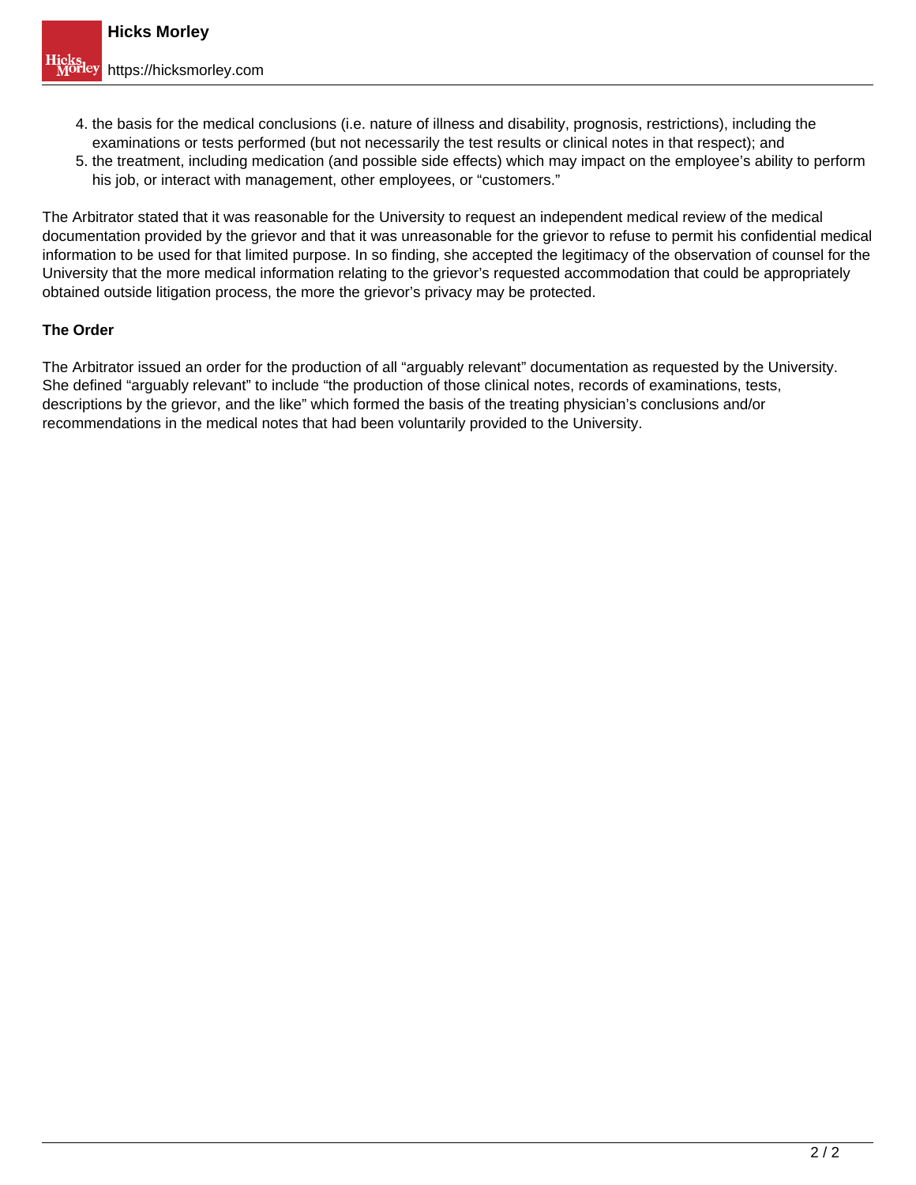4. the basis for the medical conclusions (i.e. nature of illness and disability, prognosis, restrictions), including the examinations or tests performed (but not necessarily the test results or clinical notes in that respect); and
5. the treatment, including medication (and possible side effects) which may impact on the employee's ability to perform his job, or interact with management, other employees, or "customers."

The Arbitrator stated that it was reasonable for the University to request an independent medical review of the medical documentation provided by the grievor and that it was unreasonable for the grievor to refuse to permit his confidential medical information to be used for that limited purpose. In so finding, she accepted the legitimacy of the observation of counsel for the University that the more medical information relating to the grievor's requested accommodation that could be appropriately obtained outside litigation process, the more the grievor's privacy may be protected.

**The Order**

The Arbitrator issued an order for the production of all "arguably relevant" documentation as requested by the University. She defined "arguably relevant" to include "the production of those clinical notes, records of examinations, tests, descriptions by the grievor, and the like" which formed the basis of the treating physician's conclusions and/or recommendations in the medical notes that had been voluntarily provided to the University.